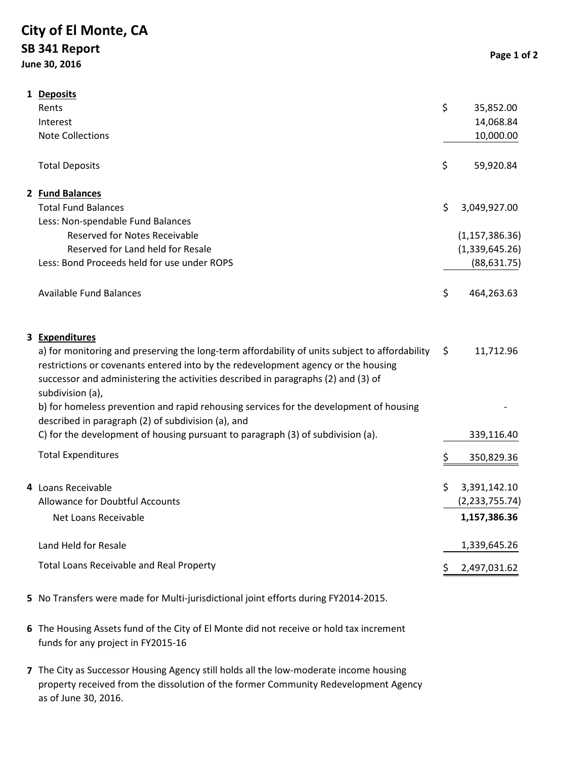# City of El Monte, CA

## SB 341 Report

**June 30, 2016**

**1 Deposits**

| | | |
|---|---|---|
| Rents | $ | 35,852.00 |
| Interest | | 14,068.84 |
| Note Collections | | 10,000.00 |
| Total Deposits | $ | 59,920.84 |

**2 Fund Balances**

| | | |
|---|---|---|
| Total Fund Balances | $ | 3,049,927.00 |
| Less: Non-spendable Fund Balances | | |
| Reserved for Notes Receivable | | (1,157,386.36) |
| Reserved for Land held for Resale | | (1,339,645.26) |
| Less: Bond Proceeds held for use under ROPS | | (88,631.75) |
| Available Fund Balances | $ | 464,263.63 |

**3 Expenditures**

| | | |
|---|---|---|
| a) for monitoring and preserving the long-term affordability of units subject to affordability restrictions or covenants entered into by the redevelopment agency or the housing successor and administering the activities described in paragraphs (2) and (3) of subdivision (a), | $ | 11,712.96 |
| b) for homeless prevention and rapid rehousing services for the development of housing described in paragraph (2) of subdivision (a), and | | - |
| C) for the development of housing pursuant to paragraph (3) of subdivision (a). | | 339,116.40 |
| Total Expenditures | $ | 350,829.36 |

**4**

| | | |
|---|---|---|
| Loans Receivable | $ | 3,391,142.10 |
| Allowance for Doubtful Accounts | | (2,233,755.74) |
| Net Loans Receivable | | **1,157,386.36** |
| Land Held for Resale | | 1,339,645.26 |
| Total Loans Receivable and Real Property | $ | 2,497,031.62 |

**5** No Transfers were made for Multi-jurisdictional joint efforts during FY2014-2015.

**6** The Housing Assets fund of the City of El Monte did not receive or hold tax increment funds for any project in FY2015-16

**7** The City as Successor Housing Agency still holds all the low-moderate income housing property received from the dissolution of the former Community Redevelopment Agency as of June 30, 2016.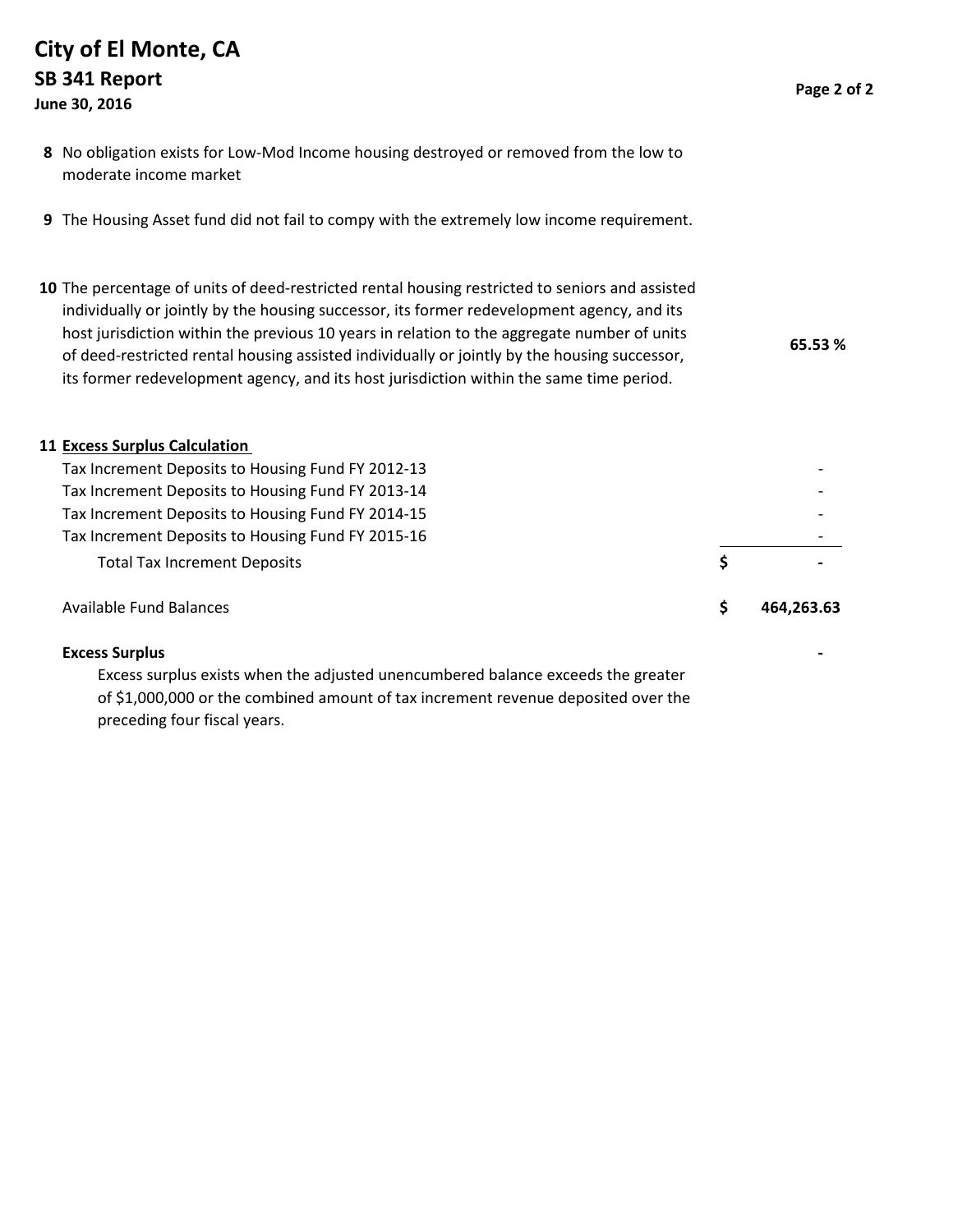# City of El Monte, CA
## SB 341 Report
**June 30, 2016**

**8** No obligation exists for Low-Mod Income housing destroyed or removed from the low to moderate income market

**9** The Housing Asset fund did not fail to compy with the extremely low income requirement.

**10** The percentage of units of deed-restricted rental housing restricted to seniors and assisted individually or jointly by the housing successor, its former redevelopment agency, and its host jurisdiction within the previous 10 years in relation to the aggregate number of units of deed-restricted rental housing assisted individually or jointly by the housing successor, its former redevelopment agency, and its host jurisdiction within the same time period. **65.53 %**

**11** **Excess Surplus Calculation**

| | | |
|---|---|---|
| Tax Increment Deposits to Housing Fund FY 2012-13 | | - |
| Tax Increment Deposits to Housing Fund FY 2013-14 | | - |
| Tax Increment Deposits to Housing Fund FY 2014-15 | | - |
| Tax Increment Deposits to Housing Fund FY 2015-16 | | - |
| Total Tax Increment Deposits | **$** | **-** |
| Available Fund Balances | **$** | **464,263.63** |
| **Excess Surplus** | | **-** |

Excess surplus exists when the adjusted unencumbered balance exceeds the greater of $1,000,000 or the combined amount of tax increment revenue deposited over the preceding four fiscal years.